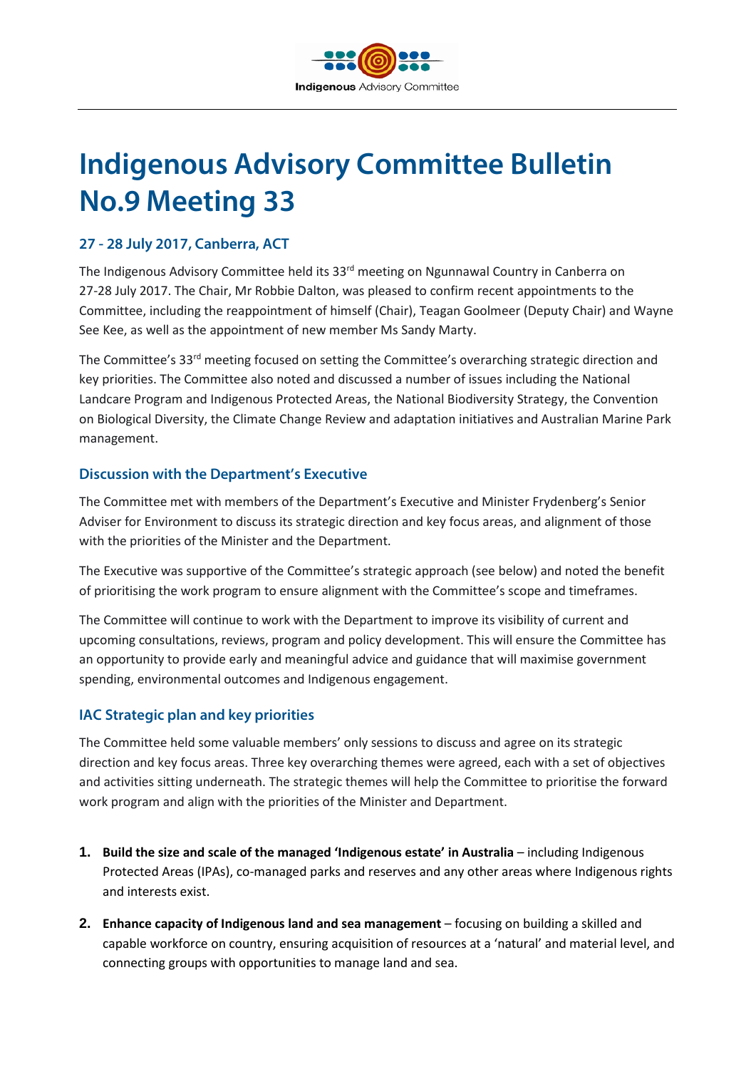# Indigenous Advisory Committee Bulletin No.9 Meeting 33

### 27 - 28 July 2017, Canberra, ACT

The Indigenous Advisory Committee held its 33rd meeting on Ngunnawal Country in Canberra on 27-28 July 2017. The Chair, Mr Robbie Dalton, was pleased to confirm recent appointments to the Committee, including the reappointment of himself (Chair), Teagan Goolmeer (Deputy Chair) and Wayne See Kee, as well as the appointment of new member Ms Sandy Marty.

The Committee's 33rd meeting focused on setting the Committee's overarching strategic direction and key priorities. The Committee also noted and discussed a number of issues including the National Landcare Program and Indigenous Protected Areas, the National Biodiversity Strategy, the Convention on Biological Diversity, the Climate Change Review and adaptation initiatives and Australian Marine Park management.

### Discussion with the Department's Executive

The Committee met with members of the Department's Executive and Minister Frydenberg's Senior Adviser for Environment to discuss its strategic direction and key focus areas, and alignment of those with the priorities of the Minister and the Department.

The Executive was supportive of the Committee's strategic approach (see below) and noted the benefit of prioritising the work program to ensure alignment with the Committee's scope and timeframes.

The Committee will continue to work with the Department to improve its visibility of current and upcoming consultations, reviews, program and policy development. This will ensure the Committee has an opportunity to provide early and meaningful advice and guidance that will maximise government spending, environmental outcomes and Indigenous engagement.

### IAC Strategic plan and key priorities

The Committee held some valuable members' only sessions to discuss and agree on its strategic direction and key focus areas. Three key overarching themes were agreed, each with a set of objectives and activities sitting underneath. The strategic themes will help the Committee to prioritise the forward work program and align with the priorities of the Minister and Department.

1. **Build the size and scale of the managed 'Indigenous estate' in Australia** – including Indigenous Protected Areas (IPAs), co-managed parks and reserves and any other areas where Indigenous rights and interests exist.
2. **Enhance capacity of Indigenous land and sea management** – focusing on building a skilled and capable workforce on country, ensuring acquisition of resources at a 'natural' and material level, and connecting groups with opportunities to manage land and sea.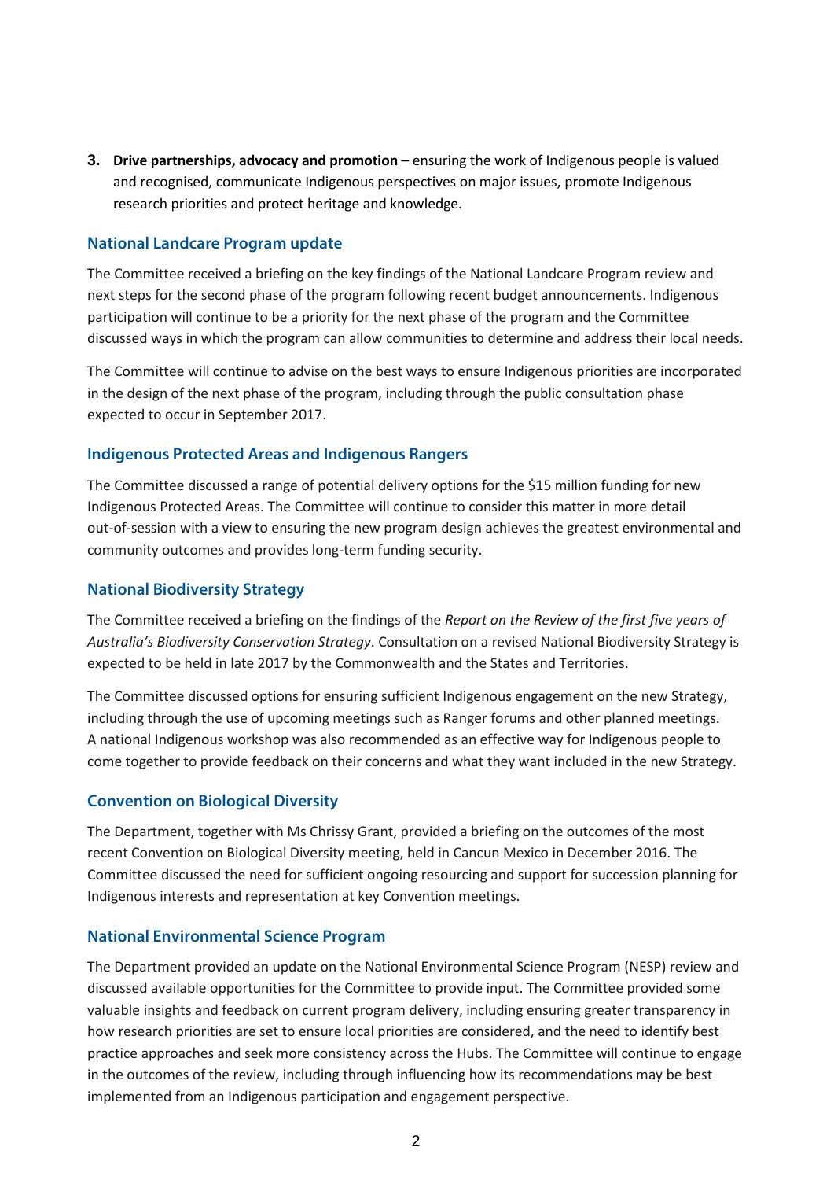3. **Drive partnerships, advocacy and promotion** – ensuring the work of Indigenous people is valued and recognised, communicate Indigenous perspectives on major issues, promote Indigenous research priorities and protect heritage and knowledge.

## National Landcare Program update

The Committee received a briefing on the key findings of the National Landcare Program review and next steps for the second phase of the program following recent budget announcements. Indigenous participation will continue to be a priority for the next phase of the program and the Committee discussed ways in which the program can allow communities to determine and address their local needs.

The Committee will continue to advise on the best ways to ensure Indigenous priorities are incorporated in the design of the next phase of the program, including through the public consultation phase expected to occur in September 2017.

## Indigenous Protected Areas and Indigenous Rangers

The Committee discussed a range of potential delivery options for the $15 million funding for new Indigenous Protected Areas. The Committee will continue to consider this matter in more detail out-of-session with a view to ensuring the new program design achieves the greatest environmental and community outcomes and provides long-term funding security.

## National Biodiversity Strategy

The Committee received a briefing on the findings of the *Report on the Review of the first five years of Australia's Biodiversity Conservation Strategy*. Consultation on a revised National Biodiversity Strategy is expected to be held in late 2017 by the Commonwealth and the States and Territories.

The Committee discussed options for ensuring sufficient Indigenous engagement on the new Strategy, including through the use of upcoming meetings such as Ranger forums and other planned meetings. A national Indigenous workshop was also recommended as an effective way for Indigenous people to come together to provide feedback on their concerns and what they want included in the new Strategy.

## Convention on Biological Diversity

The Department, together with Ms Chrissy Grant, provided a briefing on the outcomes of the most recent Convention on Biological Diversity meeting, held in Cancun Mexico in December 2016. The Committee discussed the need for sufficient ongoing resourcing and support for succession planning for Indigenous interests and representation at key Convention meetings.

## National Environmental Science Program

The Department provided an update on the National Environmental Science Program (NESP) review and discussed available opportunities for the Committee to provide input. The Committee provided some valuable insights and feedback on current program delivery, including ensuring greater transparency in how research priorities are set to ensure local priorities are considered, and the need to identify best practice approaches and seek more consistency across the Hubs. The Committee will continue to engage in the outcomes of the review, including through influencing how its recommendations may be best implemented from an Indigenous participation and engagement perspective.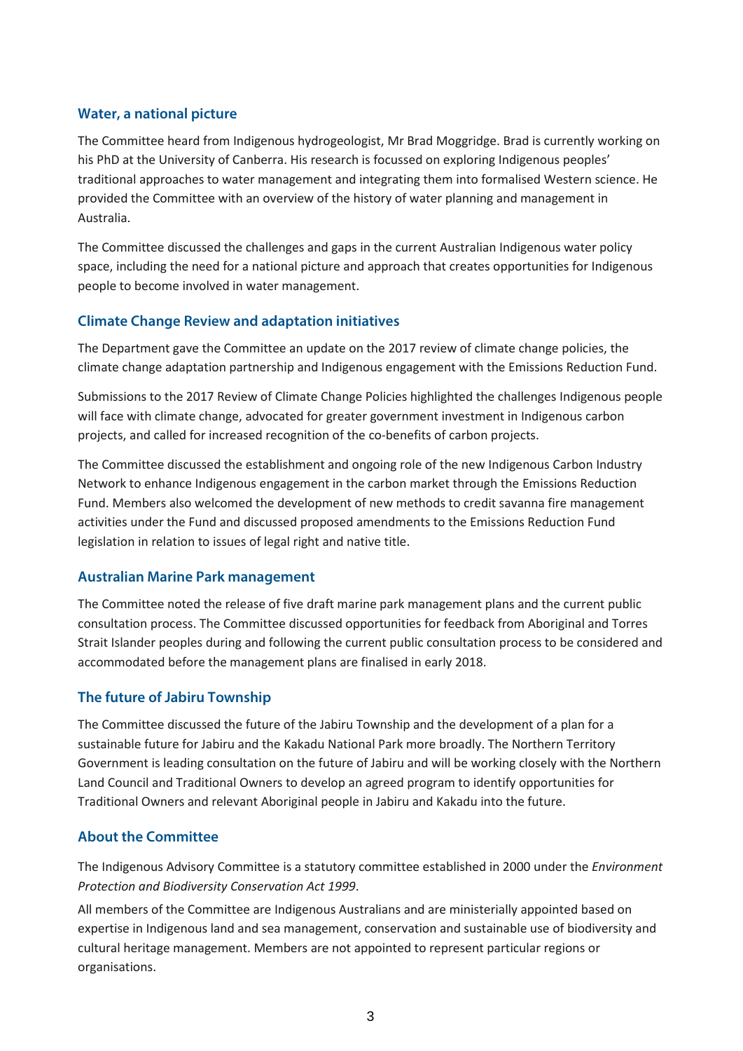## Water, a national picture

The Committee heard from Indigenous hydrogeologist, Mr Brad Moggridge. Brad is currently working on his PhD at the University of Canberra. His research is focussed on exploring Indigenous peoples' traditional approaches to water management and integrating them into formalised Western science. He provided the Committee with an overview of the history of water planning and management in Australia.

The Committee discussed the challenges and gaps in the current Australian Indigenous water policy space, including the need for a national picture and approach that creates opportunities for Indigenous people to become involved in water management.

## Climate Change Review and adaptation initiatives

The Department gave the Committee an update on the 2017 review of climate change policies, the climate change adaptation partnership and Indigenous engagement with the Emissions Reduction Fund.

Submissions to the 2017 Review of Climate Change Policies highlighted the challenges Indigenous people will face with climate change, advocated for greater government investment in Indigenous carbon projects, and called for increased recognition of the co-benefits of carbon projects.

The Committee discussed the establishment and ongoing role of the new Indigenous Carbon Industry Network to enhance Indigenous engagement in the carbon market through the Emissions Reduction Fund. Members also welcomed the development of new methods to credit savanna fire management activities under the Fund and discussed proposed amendments to the Emissions Reduction Fund legislation in relation to issues of legal right and native title.

## Australian Marine Park management

The Committee noted the release of five draft marine park management plans and the current public consultation process. The Committee discussed opportunities for feedback from Aboriginal and Torres Strait Islander peoples during and following the current public consultation process to be considered and accommodated before the management plans are finalised in early 2018.

## The future of Jabiru Township

The Committee discussed the future of the Jabiru Township and the development of a plan for a sustainable future for Jabiru and the Kakadu National Park more broadly. The Northern Territory Government is leading consultation on the future of Jabiru and will be working closely with the Northern Land Council and Traditional Owners to develop an agreed program to identify opportunities for Traditional Owners and relevant Aboriginal people in Jabiru and Kakadu into the future.

## About the Committee

The Indigenous Advisory Committee is a statutory committee established in 2000 under the *Environment Protection and Biodiversity Conservation Act 1999*.

All members of the Committee are Indigenous Australians and are ministerially appointed based on expertise in Indigenous land and sea management, conservation and sustainable use of biodiversity and cultural heritage management. Members are not appointed to represent particular regions or organisations.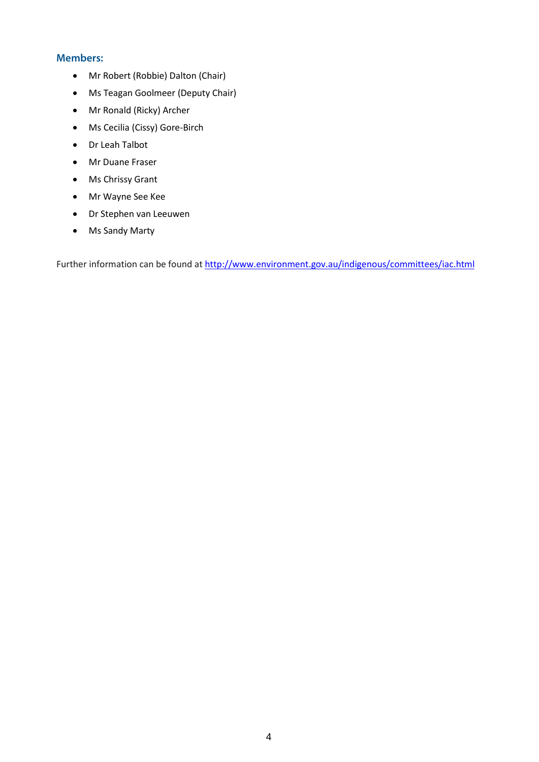### Members:

- Mr Robert (Robbie) Dalton (Chair)
- Ms Teagan Goolmeer (Deputy Chair)
- Mr Ronald (Ricky) Archer
- Ms Cecilia (Cissy) Gore-Birch
- Dr Leah Talbot
- Mr Duane Fraser
- Ms Chrissy Grant
- Mr Wayne See Kee
- Dr Stephen van Leeuwen
- Ms Sandy Marty

Further information can be found at http://www.environment.gov.au/indigenous/committees/iac.html